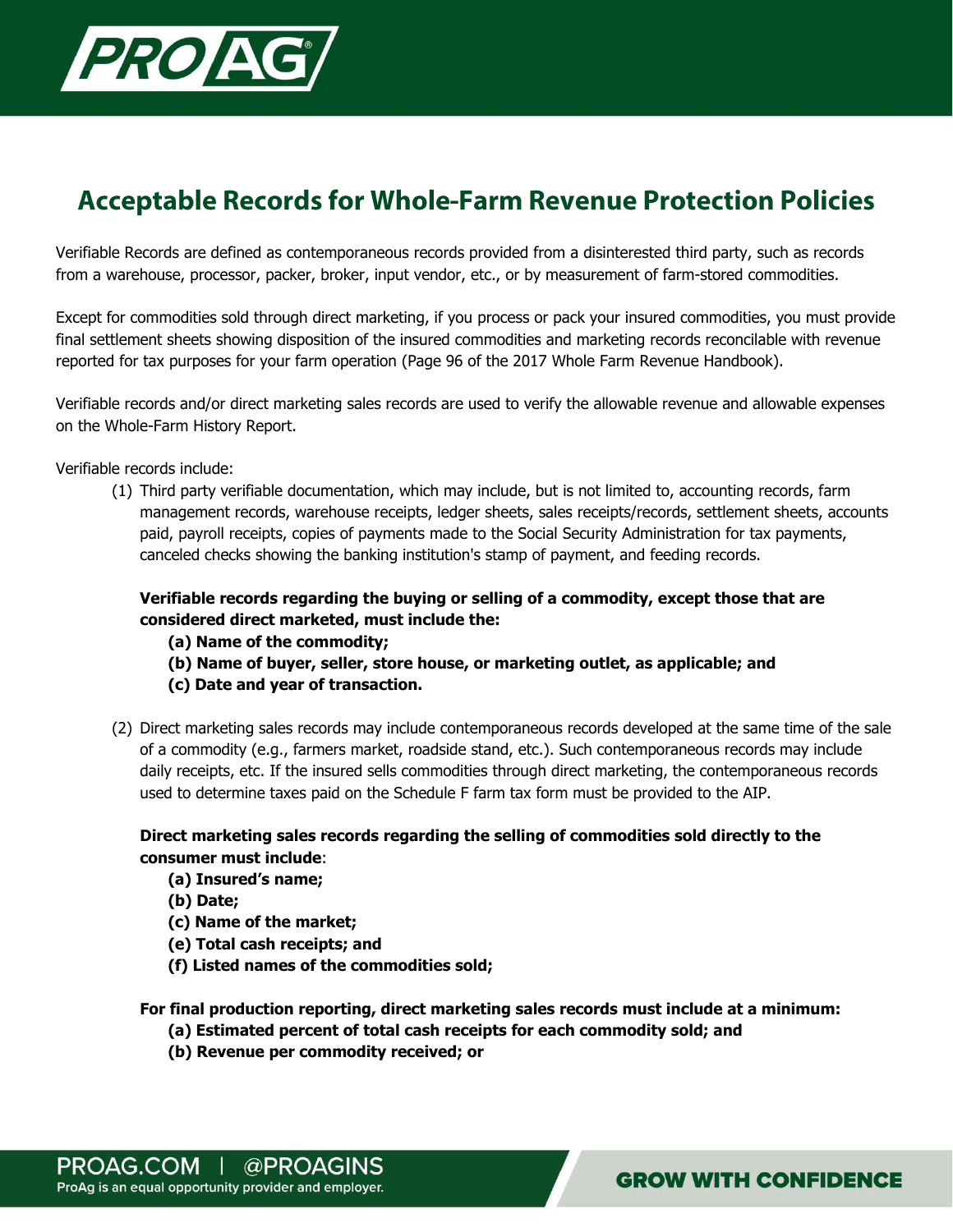# Acceptable Records for Whole-Farm Revenue Protection Policies

Verifiable Records are defined as contemporaneous records provided from a disinterested third party, such as records from a warehouse, processor, packer, broker, input vendor, etc., or by measurement of farm-stored commodities.

Except for commodities sold through direct marketing, if you process or pack your insured commodities, you must provide final settlement sheets showing disposition of the insured commodities and marketing records reconcilable with revenue reported for tax purposes for your farm operation (Page 96 of the 2017 Whole Farm Revenue Handbook).

Verifiable records and/or direct marketing sales records are used to verify the allowable revenue and allowable expenses on the Whole-Farm History Report.

Verifiable records include:

(1) Third party verifiable documentation, which may include, but is not limited to, accounting records, farm management records, warehouse receipts, ledger sheets, sales receipts/records, settlement sheets, accounts paid, payroll receipts, copies of payments made to the Social Security Administration for tax payments, canceled checks showing the banking institution's stamp of payment, and feeding records.

**Verifiable records regarding the buying or selling of a commodity, except those that are considered direct marketed, must include the:**

**(a) Name of the commodity;**
**(b) Name of buyer, seller, store house, or marketing outlet, as applicable; and**
**(c) Date and year of transaction.**

(2) Direct marketing sales records may include contemporaneous records developed at the same time of the sale of a commodity (e.g., farmers market, roadside stand, etc.). Such contemporaneous records may include daily receipts, etc. If the insured sells commodities through direct marketing, the contemporaneous records used to determine taxes paid on the Schedule F farm tax form must be provided to the AIP.

**Direct marketing sales records regarding the selling of commodities sold directly to the consumer must include**:

**(a) Insured's name;**
**(b) Date;**
**(c) Name of the market;**
**(e) Total cash receipts; and**
**(f) Listed names of the commodities sold;**

**For final production reporting, direct marketing sales records must include at a minimum:**

**(a) Estimated percent of total cash receipts for each commodity sold; and**
**(b) Revenue per commodity received; or**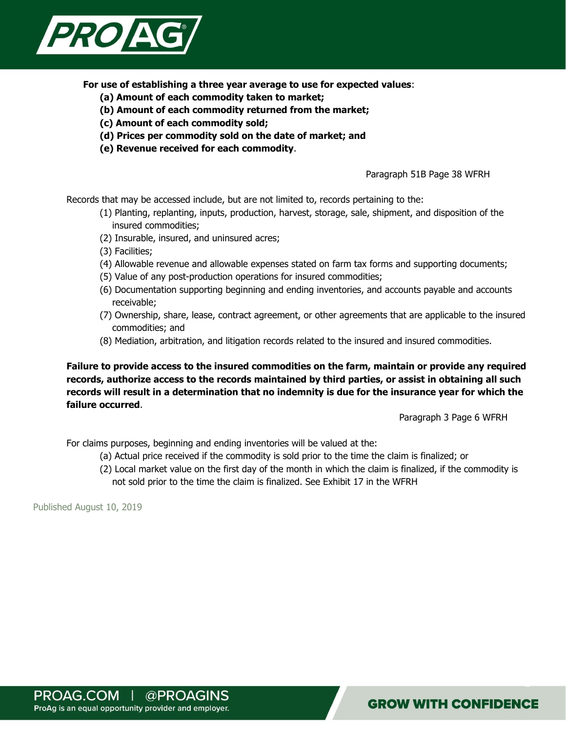**For use of establishing a three year average to use for expected values**:

- **(a) Amount of each commodity taken to market;**
- **(b) Amount of each commodity returned from the market;**
- **(c) Amount of each commodity sold;**
- **(d) Prices per commodity sold on the date of market; and**
- **(e) Revenue received for each commodity**.

Paragraph 51B Page 38 WFRH

Records that may be accessed include, but are not limited to, records pertaining to the:

- (1) Planting, replanting, inputs, production, harvest, storage, sale, shipment, and disposition of the insured commodities;
- (2) Insurable, insured, and uninsured acres;
- (3) Facilities;
- (4) Allowable revenue and allowable expenses stated on farm tax forms and supporting documents;
- (5) Value of any post-production operations for insured commodities;
- (6) Documentation supporting beginning and ending inventories, and accounts payable and accounts receivable;
- (7) Ownership, share, lease, contract agreement, or other agreements that are applicable to the insured commodities; and
- (8) Mediation, arbitration, and litigation records related to the insured and insured commodities.

**Failure to provide access to the insured commodities on the farm, maintain or provide any required records, authorize access to the records maintained by third parties, or assist in obtaining all such records will result in a determination that no indemnity is due for the insurance year for which the failure occurred**.

Paragraph 3 Page 6 WFRH

For claims purposes, beginning and ending inventories will be valued at the:

- (a) Actual price received if the commodity is sold prior to the time the claim is finalized; or
- (2) Local market value on the first day of the month in which the claim is finalized, if the commodity is not sold prior to the time the claim is finalized. See Exhibit 17 in the WFRH

Published August 10, 2019